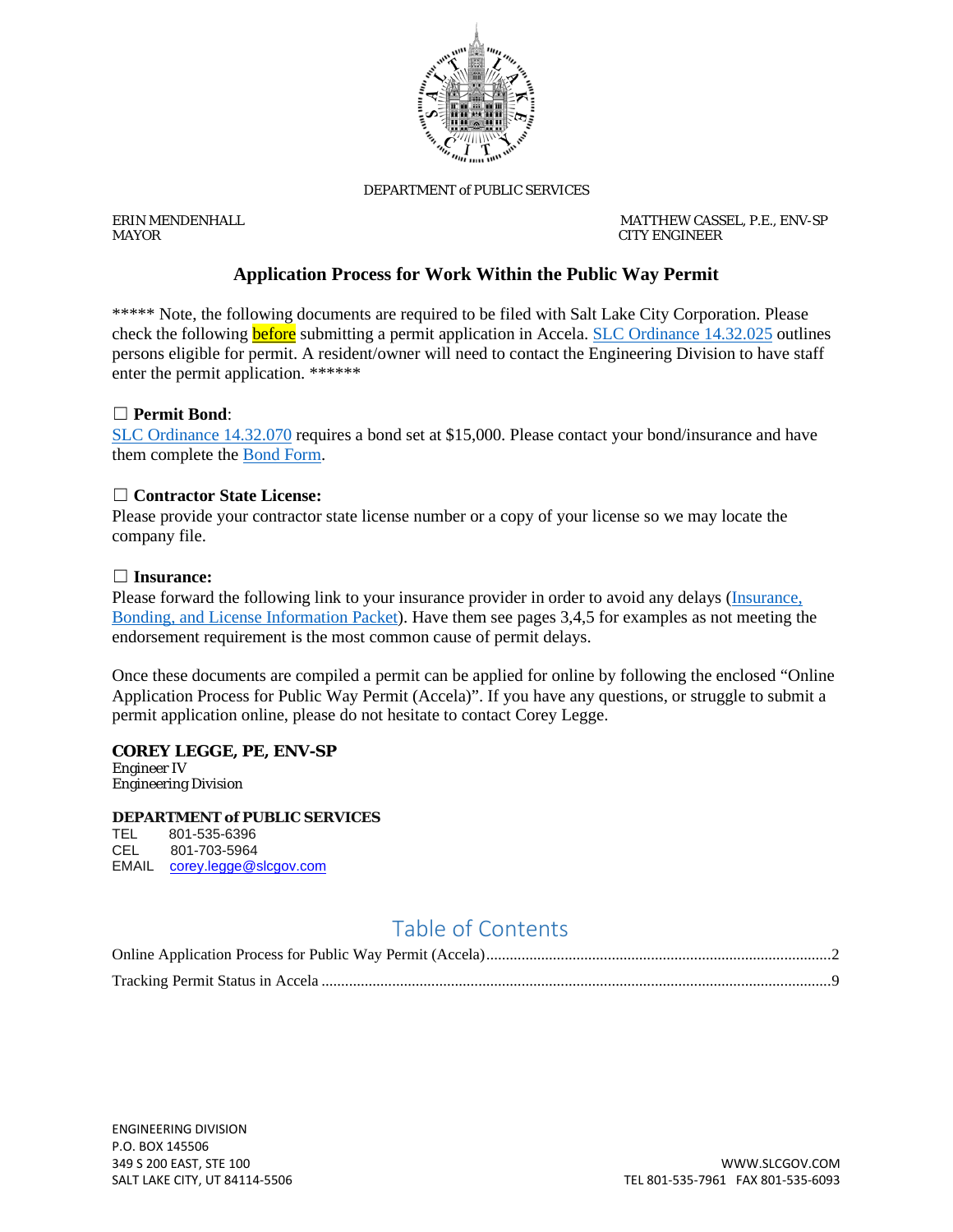DEPARTMENT of PUBLIC SERVICES

ERIN MENDENHALL
MAYOR

MATTHEW CASSEL, P.E., ENV-SP
CITY ENGINEER

# Application Process for Work Within the Public Way Permit

***** Note, the following documents are required to be filed with Salt Lake City Corporation. Please check the following before submitting a permit application in Accela. SLC Ordinance 14.32.025 outlines persons eligible for permit. A resident/owner will need to contact the Engineering Division to have staff enter the permit application. ******

☐ **Permit Bond**:
SLC Ordinance 14.32.070 requires a bond set at $15,000. Please contact your bond/insurance and have them complete the Bond Form.

☐ **Contractor State License:**
Please provide your contractor state license number or a copy of your license so we may locate the company file.

☐ **Insurance:**
Please forward the following link to your insurance provider in order to avoid any delays (Insurance, Bonding, and License Information Packet). Have them see pages 3,4,5 for examples as not meeting the endorsement requirement is the most common cause of permit delays.

Once these documents are compiled a permit can be applied for online by following the enclosed "Online Application Process for Public Way Permit (Accela)". If you have any questions, or struggle to submit a permit application online, please do not hesitate to contact Corey Legge.

**COREY LEGGE, PE, ENV-SP**
Engineer IV
Engineering Division

**DEPARTMENT of PUBLIC SERVICES**
TEL 801-535-6396
CEL 801-703-5964
EMAIL corey.legge@slcgov.com

## Table of Contents

Online Application Process for Public Way Permit (Accela) .......... 2
Tracking Permit Status in Accela .......... 9

ENGINEERING DIVISION
P.O. BOX 145506
349 S 200 EAST, STE 100
SALT LAKE CITY, UT 84114-5506

WWW.SLCGOV.COM
TEL 801-535-7961 FAX 801-535-6093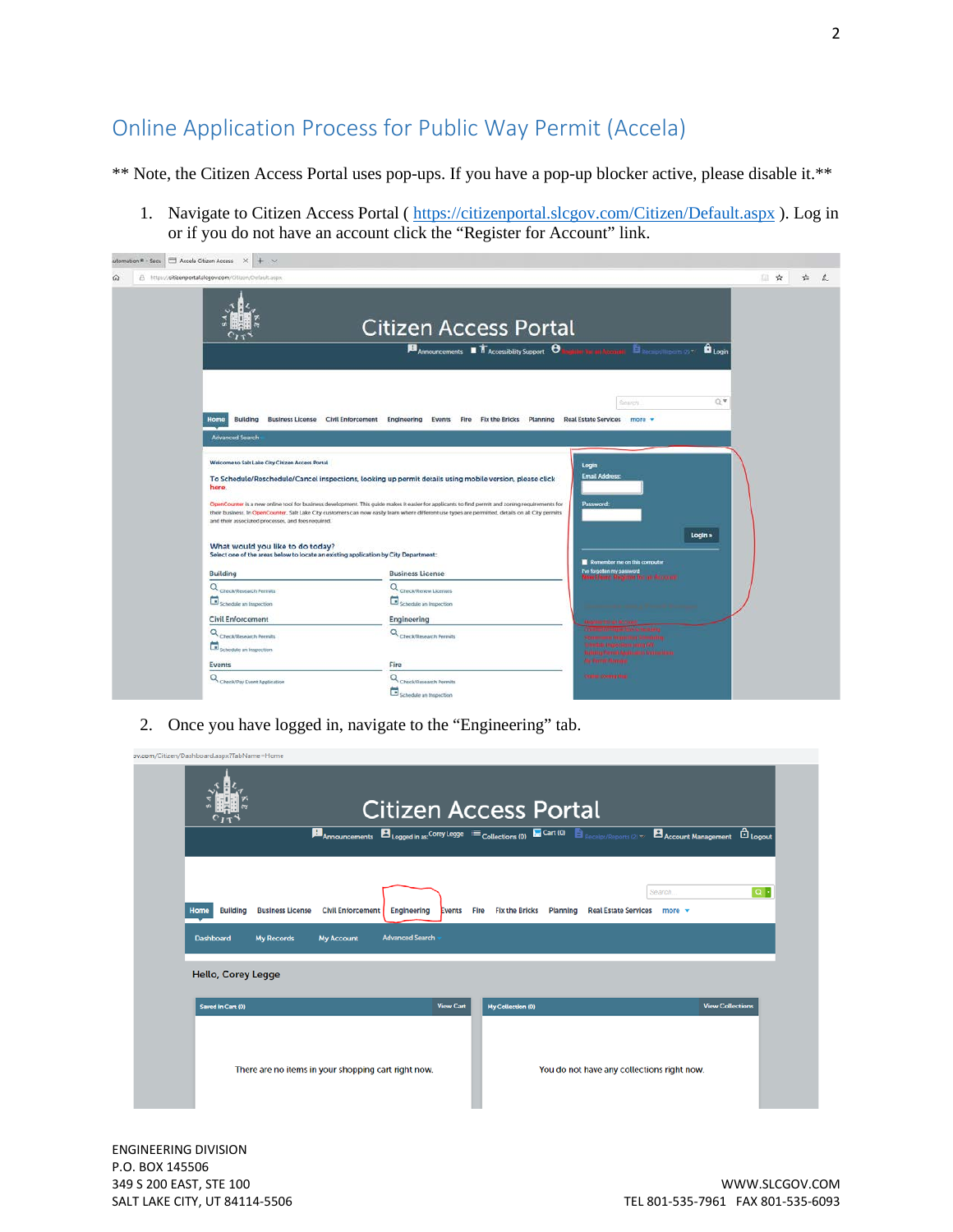## Online Application Process for Public Way Permit (Accela)

** Note, the Citizen Access Portal uses pop-ups. If you have a pop-up blocker active, please disable it.**

1. Navigate to Citizen Access Portal ( https://citizenportal.slcgov.com/Citizen/Default.aspx ). Log in or if you do not have an account click the "Register for Account" link.

2. Once you have logged in, navigate to the "Engineering" tab.

ENGINEERING DIVISION
P.O. BOX 145506
349 S 200 EAST, STE 100
SALT LAKE CITY, UT 84114-5506

WWW.SLCGOV.COM
TEL 801-535-7961 FAX 801-535-6093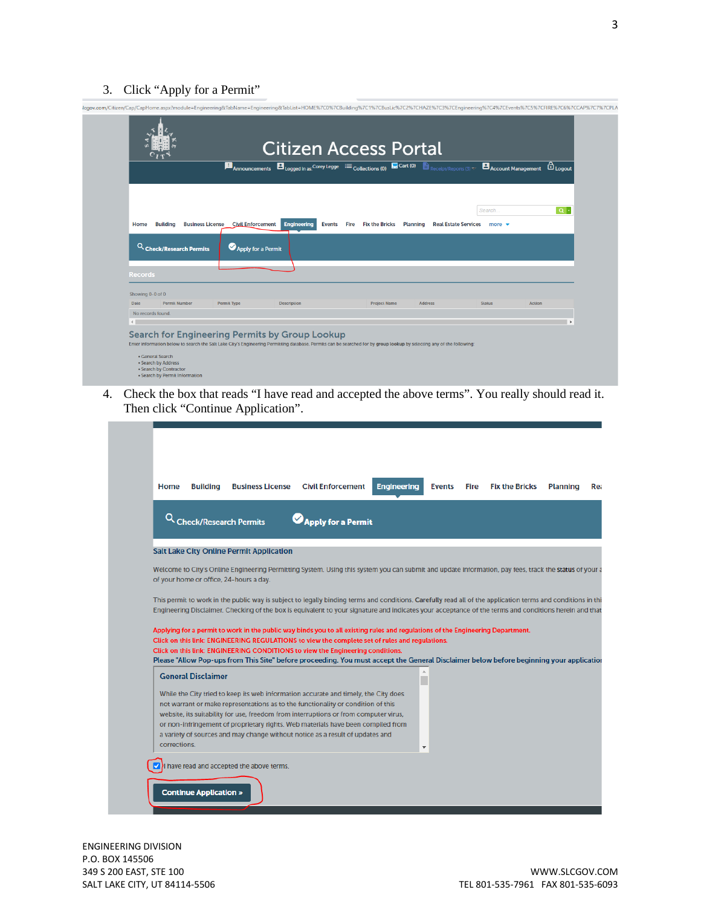3. Click "Apply for a Permit"

4. Check the box that reads "I have read and accepted the above terms". You really should read it. Then click "Continue Application".

ENGINEERING DIVISION
P.O. BOX 145506
349 S 200 EAST, STE 100
SALT LAKE CITY, UT 84114-5506

WWW.SLCGOV.COM
TEL 801-535-7961 FAX 801-535-6093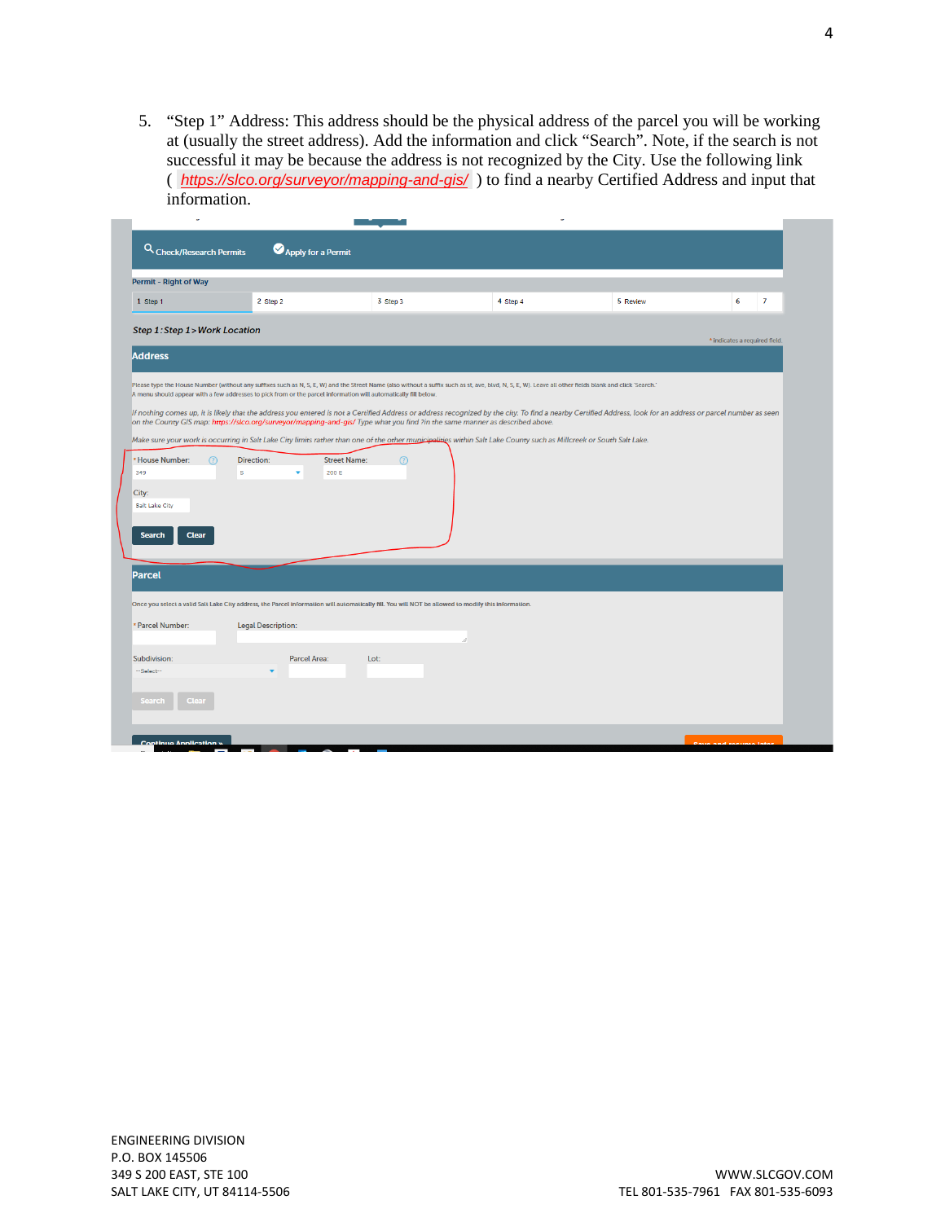5. "Step 1" Address: This address should be the physical address of the parcel you will be working at (usually the street address). Add the information and click "Search". Note, if the search is not successful it may be because the address is not recognized by the City. Use the following link ( https://slco.org/surveyor/mapping-and-gis/ ) to find a nearby Certified Address and input that information.

ENGINEERING DIVISION
P.O. BOX 145506
349 S 200 EAST, STE 100
SALT LAKE CITY, UT 84114-5506

WWW.SLCGOV.COM
TEL 801-535-7961 FAX 801-535-6093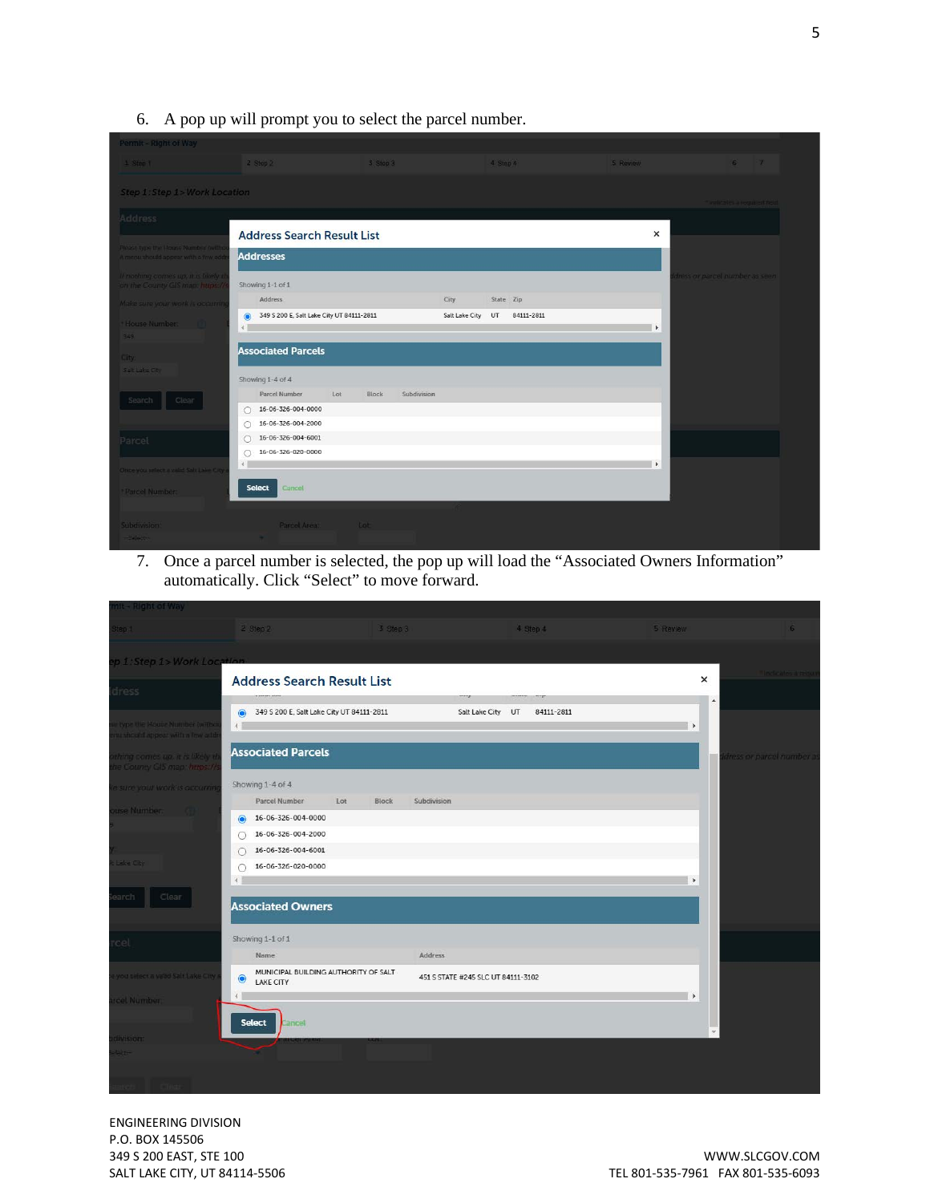6. A pop up will prompt you to select the parcel number.

7. Once a parcel number is selected, the pop up will load the "Associated Owners Information" automatically. Click "Select" to move forward.

ENGINEERING DIVISION
P.O. BOX 145506
349 S 200 EAST, STE 100
SALT LAKE CITY, UT 84114-5506

WWW.SLCGOV.COM
TEL 801-535-7961 FAX 801-535-6093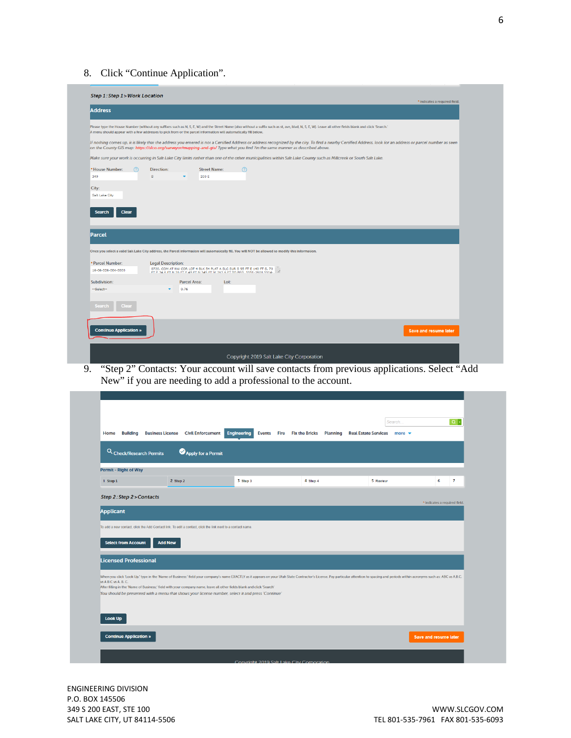8. Click “Continue Application”.

Step 1: Step 1 > Work Location

\* indicates a required field.

**Address**

Please type the House Number (without any suffixes such as N, S, E, W) and the Street Name (also without a suffix such as st, ave, blvd, N, S, E, W). Leave all other fields blank and click 'Search.'
A menu should appear with a few addresses to pick from or the parcel information will automatically fill below.

*If nothing comes up, it is likely that the address you entered is not a Certified Address or address recognized by the city. To find a nearby Certified Address, look for an address or parcel number as seen on the County GIS map: https://slco.org/surveyor/mapping-and-gis/ Type what you find 7in the same manner as described above.*

*Make sure your work is occurring in Salt Lake City limits rather than one of the other municipalities within Salt Lake County such as Millcreek or South Salt Lake.*

\*House Number: 349 Direction: S Street Name: 200 E

City: Salt Lake City

Search Clear

**Parcel**

Once you select a valid Salt Lake City address, the Parcel information will automatically fill. You will NOT be allowed to modify this information.

\*Parcel Number: 16-06-326-004-0000 Legal Description: 0720: COM AT NW COR LOT 4 BLK 54 PLAT A SLC SUR S 95 FT E 140 FT S 70 FT E 74.6 FT N 20 FT E 49 FT N 145 FT W 263.6 FT TO BEG. 5551-2609 5514-

Subdivision: --Select-- Parcel Area: 0.76 Lot:

Search Clear

Continue Application » Save and resume later

Copyright 2019 Salt Lake City Corporation

9. “Step 2” Contacts: Your account will save contacts from previous applications. Select “Add New” if you are needing to add a professional to the account.

Home Building Business License Civil Enforcement Engineering Events Fire Fix the Bricks Planning Real Estate Services more

Check/Research Permits Apply for a Permit

Permit - Right of Way

1 Step 1 | 2 Step 2 | 3 Step 3 | 4 Step 4 | 5 Review | 6 | 7

Step 2: Step 2 > Contacts

\* indicates a required field.

**Applicant**

To add a new contact, click the Add Contact link. To edit a contact, click the link next to a contact name.

Select from Account Add New

**Licensed Professional**

When you click 'Look Up,' type in the 'Name of Business:' field your company's name EXACTLY as it appears on your Utah State Contractor's License. Pay particular attention to spacing and periods within acronyms such as: ABC vs A.B.C. vs A B C vs A. B. C.
After filling in the 'Name of Business:' field with your company name, leave all other fields blank and click 'Search'
*You should be presented with a menu that shows your license number, select it and press 'Continue'*

Look Up

Continue Application » Save and resume later

Copyright 2019 Salt Lake City Corporation

ENGINEERING DIVISION
P.O. BOX 145506
349 S 200 EAST, STE 100
SALT LAKE CITY, UT 84114-5506

WWW.SLCGOV.COM
TEL 801-535-7961 FAX 801-535-6093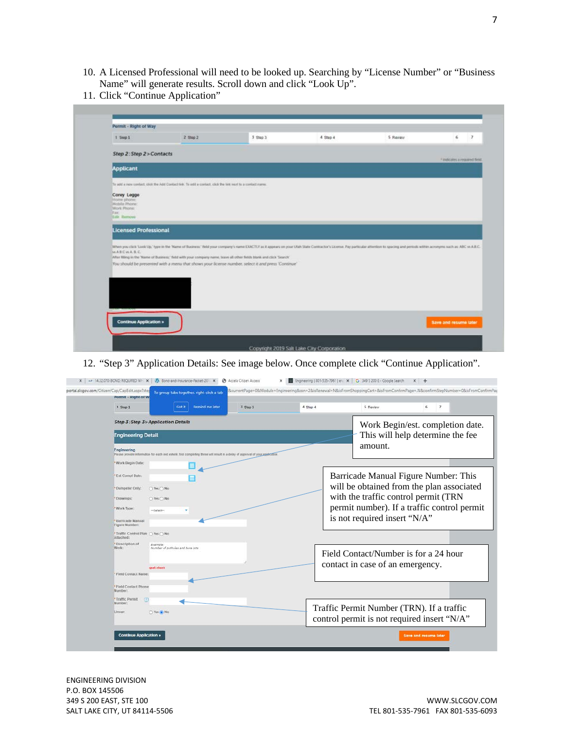10. A Licensed Professional will need to be looked up. Searching by "License Number" or "Business Name" will generate results. Scroll down and click "Look Up".
11. Click "Continue Application"

12. "Step 3" Application Details: See image below. Once complete click "Continue Application".

Work Begin/est. completion date. This will help determine the fee amount.

Barricade Manual Figure Number: This will be obtained from the plan associated with the traffic control permit (TRN permit number). If a traffic control permit is not required insert "N/A"

Field Contact/Number is for a 24 hour contact in case of an emergency.

Traffic Permit Number (TRN). If a traffic control permit is not required insert "N/A"

ENGINEERING DIVISION
P.O. BOX 145506
349 S 200 EAST, STE 100
SALT LAKE CITY, UT 84114-5506

WWW.SLCGOV.COM
TEL 801-535-7961 FAX 801-535-6093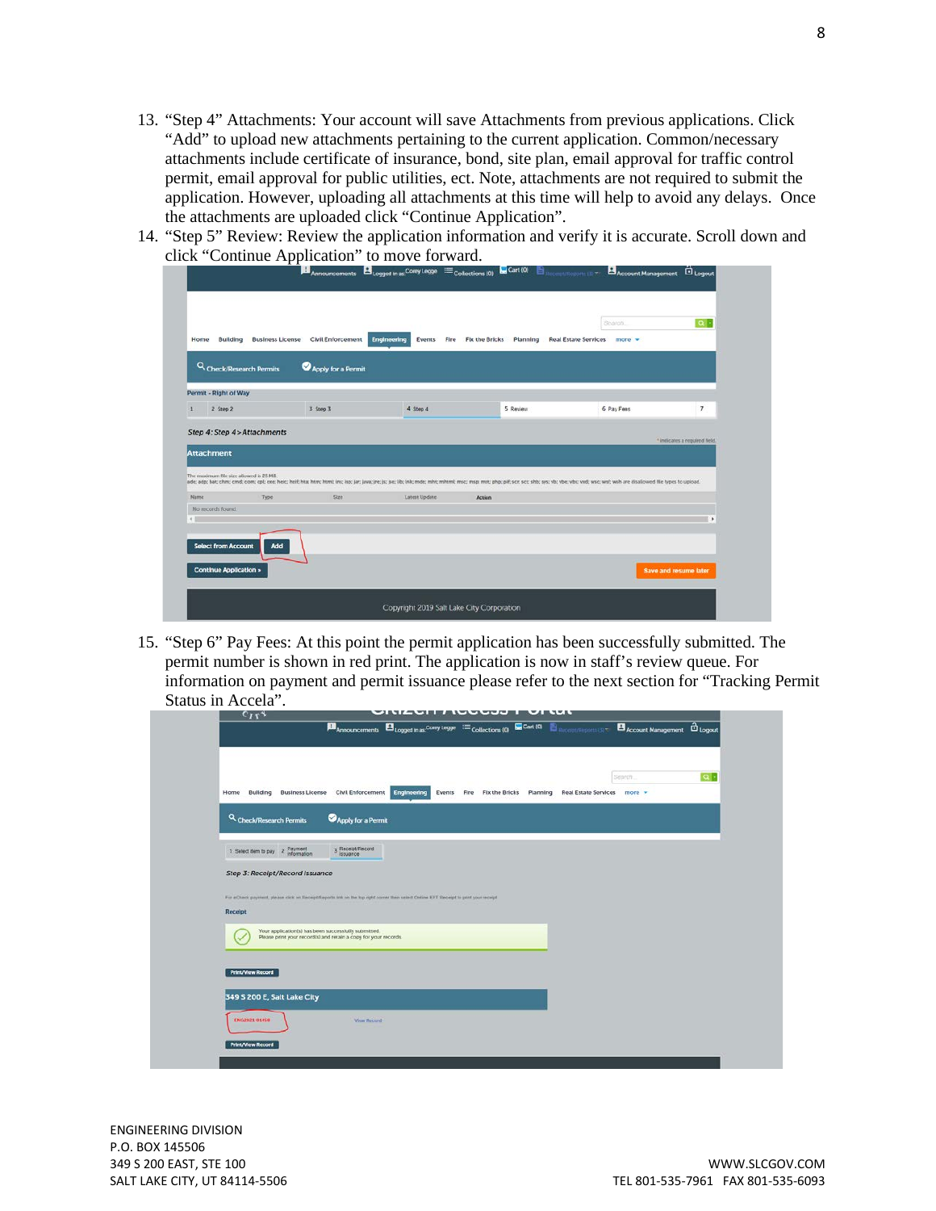13. "Step 4" Attachments: Your account will save Attachments from previous applications. Click "Add" to upload new attachments pertaining to the current application. Common/necessary attachments include certificate of insurance, bond, site plan, email approval for traffic control permit, email approval for public utilities, ect. Note, attachments are not required to submit the application. However, uploading all attachments at this time will help to avoid any delays. Once the attachments are uploaded click "Continue Application".
14. "Step 5" Review: Review the application information and verify it is accurate. Scroll down and click "Continue Application" to move forward.
15. "Step 6" Pay Fees: At this point the permit application has been successfully submitted. The permit number is shown in red print. The application is now in staff's review queue. For information on payment and permit issuance please refer to the next section for "Tracking Permit Status in Accela".

ENGINEERING DIVISION
P.O. BOX 145506
349 S 200 EAST, STE 100
SALT LAKE CITY, UT 84114-5506

WWW.SLCGOV.COM
TEL 801-535-7961 FAX 801-535-6093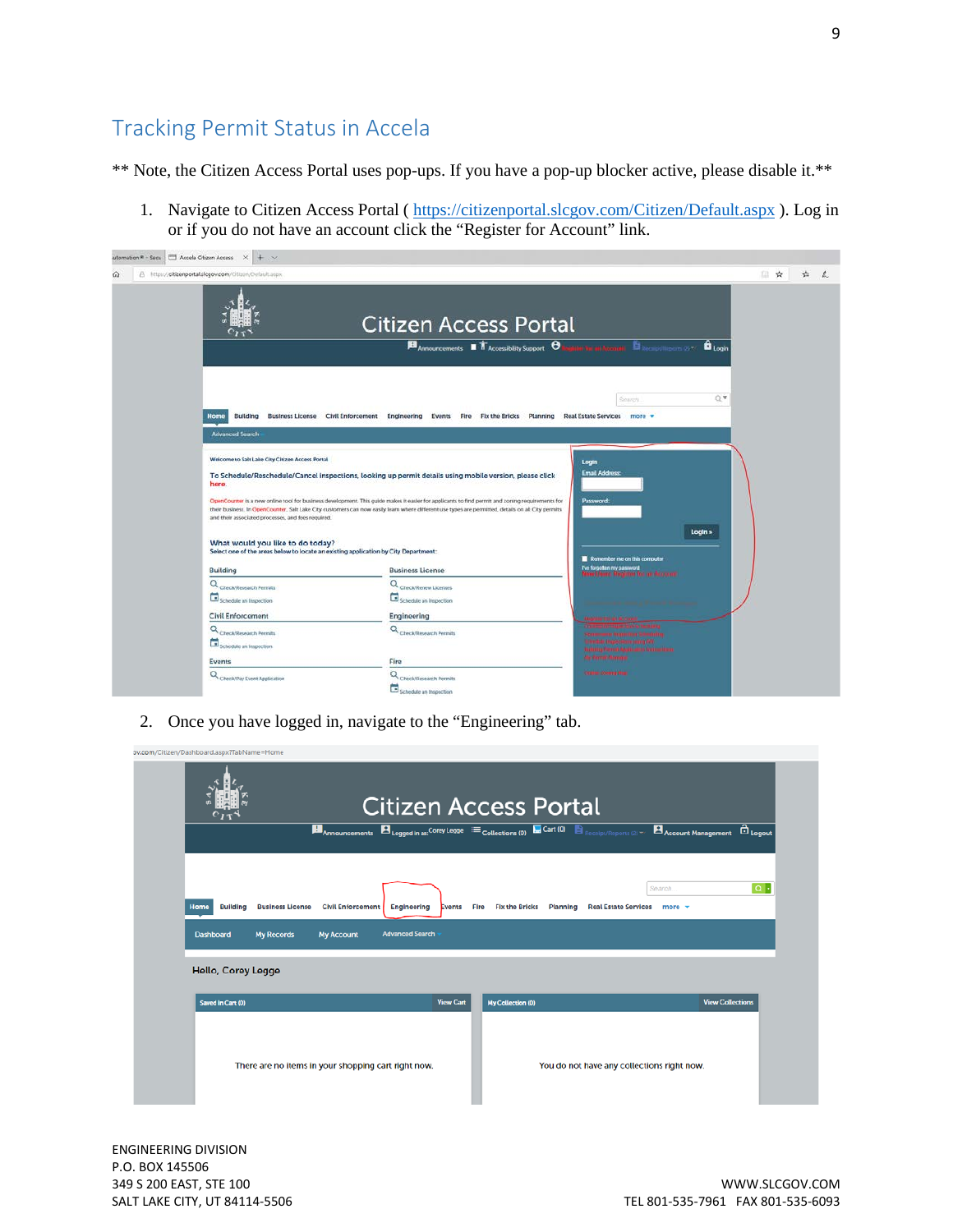## Tracking Permit Status in Accela

** Note, the Citizen Access Portal uses pop-ups. If you have a pop-up blocker active, please disable it.**

1. Navigate to Citizen Access Portal ( https://citizenportal.slcgov.com/Citizen/Default.aspx ). Log in or if you do not have an account click the "Register for Account" link.

2. Once you have logged in, navigate to the "Engineering" tab.

ENGINEERING DIVISION
P.O. BOX 145506
349 S 200 EAST, STE 100
SALT LAKE CITY, UT 84114-5506

WWW.SLCGOV.COM
TEL 801-535-7961 FAX 801-535-6093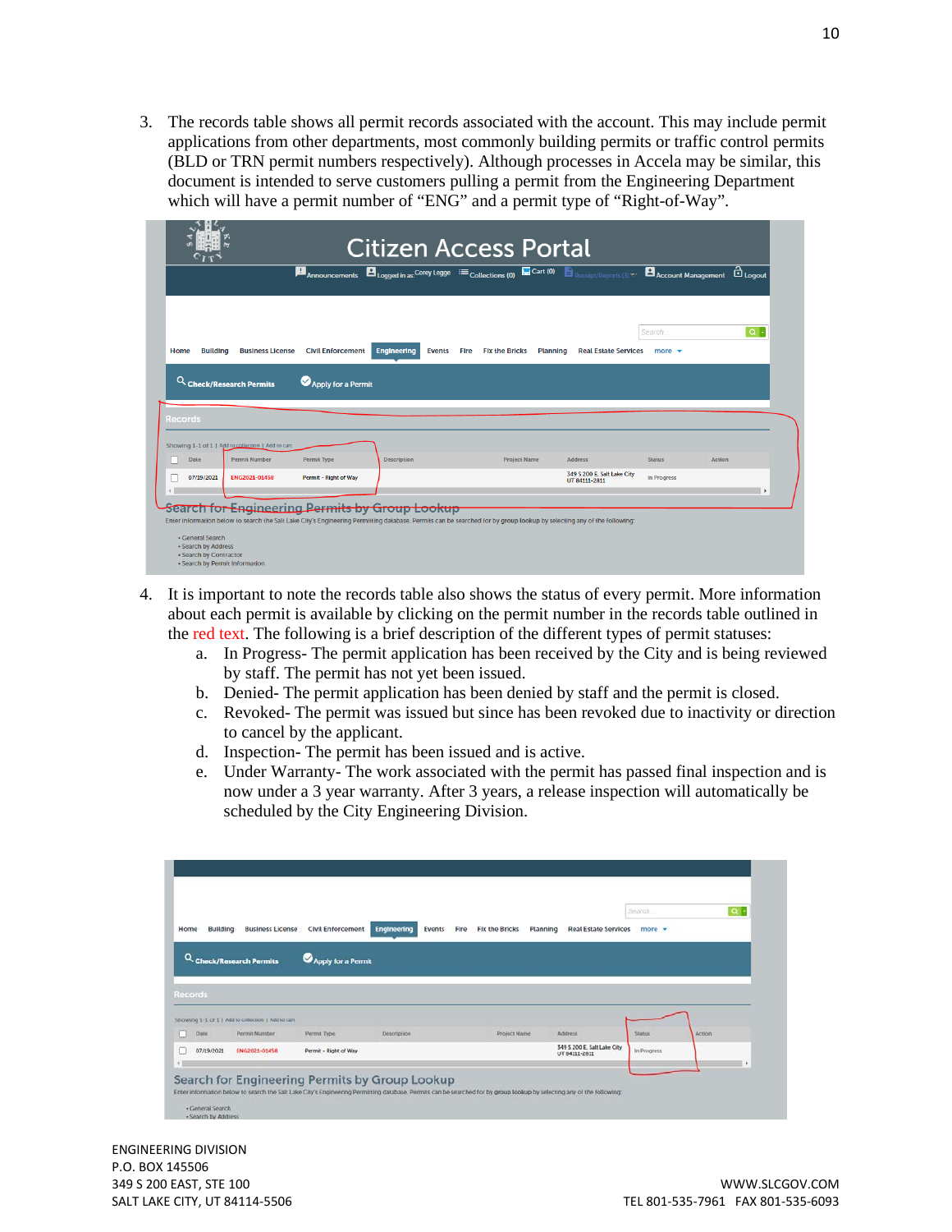3. The records table shows all permit records associated with the account. This may include permit applications from other departments, most commonly building permits or traffic control permits (BLD or TRN permit numbers respectively). Although processes in Accela may be similar, this document is intended to serve customers pulling a permit from the Engineering Department which will have a permit number of "ENG" and a permit type of "Right-of-Way".

4. It is important to note the records table also shows the status of every permit. More information about each permit is available by clicking on the permit number in the records table outlined in the red text. The following is a brief description of the different types of permit statuses:
   a. In Progress- The permit application has been received by the City and is being reviewed by staff. The permit has not yet been issued.
   b. Denied- The permit application has been denied by staff and the permit is closed.
   c. Revoked- The permit was issued but since has been revoked due to inactivity or direction to cancel by the applicant.
   d. Inspection- The permit has been issued and is active.
   e. Under Warranty- The work associated with the permit has passed final inspection and is now under a 3 year warranty. After 3 years, a release inspection will automatically be scheduled by the City Engineering Division.

ENGINEERING DIVISION
P.O. BOX 145506
349 S 200 EAST, STE 100
SALT LAKE CITY, UT 84114-5506

WWW.SLCGOV.COM
TEL 801-535-7961 FAX 801-535-6093